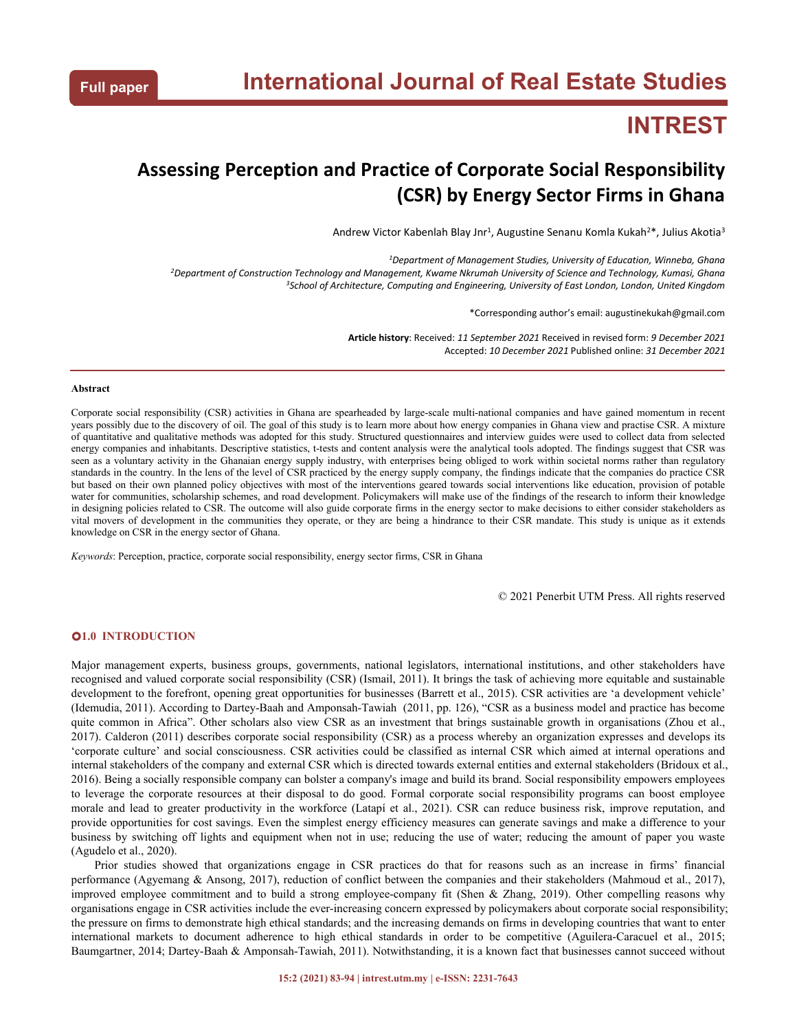Full paper

# International Journal of Real Estate Studies

## INTREST

# Assessing Perception and Practice of Corporate Social Responsibility (CSR) by Energy Sector Firms in Ghana

Andrew Victor Kabenlah Blay Jnr[1], Augustine Senanu Komla Kukah[2]*, Julius Akotia[3]

[1]*Department of Management Studies, University of Education, Winneba, Ghana*
[2]*Department of Construction Technology and Management, Kwame Nkrumah University of Science and Technology, Kumasi, Ghana*
[3]*School of Architecture, Computing and Engineering, University of East London, London, United Kingdom*

*Corresponding author's email: augustinekukah@gmail.com

**Article history**: Received: *11 September 2021* Received in revised form: *9 December 2021*
Accepted: *10 December 2021* Published online: *31 December 2021*

**Abstract**

Corporate social responsibility (CSR) activities in Ghana are spearheaded by large-scale multi-national companies and have gained momentum in recent years possibly due to the discovery of oil. The goal of this study is to learn more about how energy companies in Ghana view and practise CSR. A mixture of quantitative and qualitative methods was adopted for this study. Structured questionnaires and interview guides were used to collect data from selected energy companies and inhabitants. Descriptive statistics, t-tests and content analysis were the analytical tools adopted. The findings suggest that CSR was seen as a voluntary activity in the Ghanaian energy supply industry, with enterprises being obliged to work within societal norms rather than regulatory standards in the country. In the lens of the level of CSR practiced by the energy supply company, the findings indicate that the companies do practice CSR but based on their own planned policy objectives with most of the interventions geared towards social interventions like education, provision of potable water for communities, scholarship schemes, and road development. Policymakers will make use of the findings of the research to inform their knowledge in designing policies related to CSR. The outcome will also guide corporate firms in the energy sector to make decisions to either consider stakeholders as vital movers of development in the communities they operate, or they are being a hindrance to their CSR mandate. This study is unique as it extends knowledge on CSR in the energy sector of Ghana.

*Keywords*: Perception, practice, corporate social responsibility, energy sector firms, CSR in Ghana

© 2021 Penerbit UTM Press. All rights reserved

## 1.0 INTRODUCTION

Major management experts, business groups, governments, national legislators, international institutions, and other stakeholders have recognised and valued corporate social responsibility (CSR) (Ismail, 2011). It brings the task of achieving more equitable and sustainable development to the forefront, opening great opportunities for businesses (Barrett et al., 2015). CSR activities are 'a development vehicle' (Idemudia, 2011). According to Dartey-Baah and Amponsah-Tawiah (2011, pp. 126), "CSR as a business model and practice has become quite common in Africa". Other scholars also view CSR as an investment that brings sustainable growth in organisations (Zhou et al., 2017). Calderon (2011) describes corporate social responsibility (CSR) as a process whereby an organization expresses and develops its 'corporate culture' and social consciousness. CSR activities could be classified as internal CSR which aimed at internal operations and internal stakeholders of the company and external CSR which is directed towards external entities and external stakeholders (Bridoux et al., 2016). Being a socially responsible company can bolster a company's image and build its brand. Social responsibility empowers employees to leverage the corporate resources at their disposal to do good. Formal corporate social responsibility programs can boost employee morale and lead to greater productivity in the workforce (Latapí et al., 2021). CSR can reduce business risk, improve reputation, and provide opportunities for cost savings. Even the simplest energy efficiency measures can generate savings and make a difference to your business by switching off lights and equipment when not in use; reducing the use of water; reducing the amount of paper you waste (Agudelo et al., 2020).

Prior studies showed that organizations engage in CSR practices do that for reasons such as an increase in firms' financial performance (Agyemang & Ansong, 2017), reduction of conflict between the companies and their stakeholders (Mahmoud et al., 2017), improved employee commitment and to build a strong employee-company fit (Shen & Zhang, 2019). Other compelling reasons why organisations engage in CSR activities include the ever-increasing concern expressed by policymakers about corporate social responsibility; the pressure on firms to demonstrate high ethical standards; and the increasing demands on firms in developing countries that want to enter international markets to document adherence to high ethical standards in order to be competitive (Aguilera-Caracuel et al., 2015; Baumgartner, 2014; Dartey-Baah & Amponsah-Tawiah, 2011). Notwithstanding, it is a known fact that businesses cannot succeed without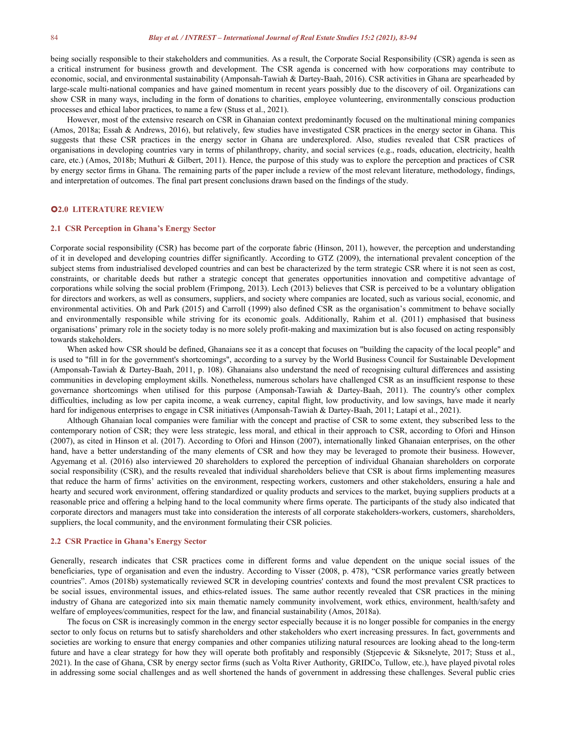being socially responsible to their stakeholders and communities. As a result, the Corporate Social Responsibility (CSR) agenda is seen as a critical instrument for business growth and development. The CSR agenda is concerned with how corporations may contribute to economic, social, and environmental sustainability (Amponsah-Tawiah & Dartey-Baah, 2016). CSR activities in Ghana are spearheaded by large-scale multi-national companies and have gained momentum in recent years possibly due to the discovery of oil. Organizations can show CSR in many ways, including in the form of donations to charities, employee volunteering, environmentally conscious production processes and ethical labor practices, to name a few (Stuss et al., 2021).

However, most of the extensive research on CSR in Ghanaian context predominantly focused on the multinational mining companies (Amos, 2018a; Essah & Andrews, 2016), but relatively, few studies have investigated CSR practices in the energy sector in Ghana. This suggests that these CSR practices in the energy sector in Ghana are underexplored. Also, studies revealed that CSR practices of organisations in developing countries vary in terms of philanthropy, charity, and social services (e.g., roads, education, electricity, health care, etc.) (Amos, 2018b; Muthuri & Gilbert, 2011). Hence, the purpose of this study was to explore the perception and practices of CSR by energy sector firms in Ghana. The remaining parts of the paper include a review of the most relevant literature, methodology, findings, and interpretation of outcomes. The final part present conclusions drawn based on the findings of the study.

## 2.0 LITERATURE REVIEW

### 2.1 CSR Perception in Ghana's Energy Sector

Corporate social responsibility (CSR) has become part of the corporate fabric (Hinson, 2011), however, the perception and understanding of it in developed and developing countries differ significantly. According to GTZ (2009), the international prevalent conception of the subject stems from industrialised developed countries and can best be characterized by the term strategic CSR where it is not seen as cost, constraints, or charitable deeds but rather a strategic concept that generates opportunities innovation and competitive advantage of corporations while solving the social problem (Frimpong, 2013). Lech (2013) believes that CSR is perceived to be a voluntary obligation for directors and workers, as well as consumers, suppliers, and society where companies are located, such as various social, economic, and environmental activities. Oh and Park (2015) and Carroll (1999) also defined CSR as the organisation's commitment to behave socially and environmentally responsible while striving for its economic goals. Additionally, Rahim et al. (2011) emphasised that business organisations' primary role in the society today is no more solely profit-making and maximization but is also focused on acting responsibly towards stakeholders.

When asked how CSR should be defined, Ghanaians see it as a concept that focuses on "building the capacity of the local people" and is used to "fill in for the government's shortcomings", according to a survey by the World Business Council for Sustainable Development (Amponsah-Tawiah & Dartey-Baah, 2011, p. 108). Ghanaians also understand the need of recognising cultural differences and assisting communities in developing employment skills. Nonetheless, numerous scholars have challenged CSR as an insufficient response to these governance shortcomings when utilised for this purpose (Amponsah-Tawiah & Dartey-Baah, 2011). The country's other complex difficulties, including as low per capita income, a weak currency, capital flight, low productivity, and low savings, have made it nearly hard for indigenous enterprises to engage in CSR initiatives (Amponsah-Tawiah & Dartey-Baah, 2011; Latapí et al., 2021).

Although Ghanaian local companies were familiar with the concept and practise of CSR to some extent, they subscribed less to the contemporary notion of CSR; they were less strategic, less moral, and ethical in their approach to CSR, according to Ofori and Hinson (2007), as cited in Hinson et al. (2017). According to Ofori and Hinson (2007), internationally linked Ghanaian enterprises, on the other hand, have a better understanding of the many elements of CSR and how they may be leveraged to promote their business. However, Agyemang et al. (2016) also interviewed 20 shareholders to explored the perception of individual Ghanaian shareholders on corporate social responsibility (CSR), and the results revealed that individual shareholders believe that CSR is about firms implementing measures that reduce the harm of firms' activities on the environment, respecting workers, customers and other stakeholders, ensuring a hale and hearty and secured work environment, offering standardized or quality products and services to the market, buying suppliers products at a reasonable price and offering a helping hand to the local community where firms operate. The participants of the study also indicated that corporate directors and managers must take into consideration the interests of all corporate stakeholders-workers, customers, shareholders, suppliers, the local community, and the environment formulating their CSR policies.

### 2.2 CSR Practice in Ghana's Energy Sector

Generally, research indicates that CSR practices come in different forms and value dependent on the unique social issues of the beneficiaries, type of organisation and even the industry. According to Visser (2008, p. 478), "CSR performance varies greatly between countries". Amos (2018b) systematically reviewed SCR in developing countries' contexts and found the most prevalent CSR practices to be social issues, environmental issues, and ethics-related issues. The same author recently revealed that CSR practices in the mining industry of Ghana are categorized into six main thematic namely community involvement, work ethics, environment, health/safety and welfare of employees/communities, respect for the law, and financial sustainability (Amos, 2018a).

The focus on CSR is increasingly common in the energy sector especially because it is no longer possible for companies in the energy sector to only focus on returns but to satisfy shareholders and other stakeholders who exert increasing pressures. In fact, governments and societies are working to ensure that energy companies and other companies utilizing natural resources are looking ahead to the long-term future and have a clear strategy for how they will operate both profitably and responsibly (Stjepcevic & Siksnelyte, 2017; Stuss et al., 2021). In the case of Ghana, CSR by energy sector firms (such as Volta River Authority, GRIDCo, Tullow, etc.), have played pivotal roles in addressing some social challenges and as well shortened the hands of government in addressing these challenges. Several public cries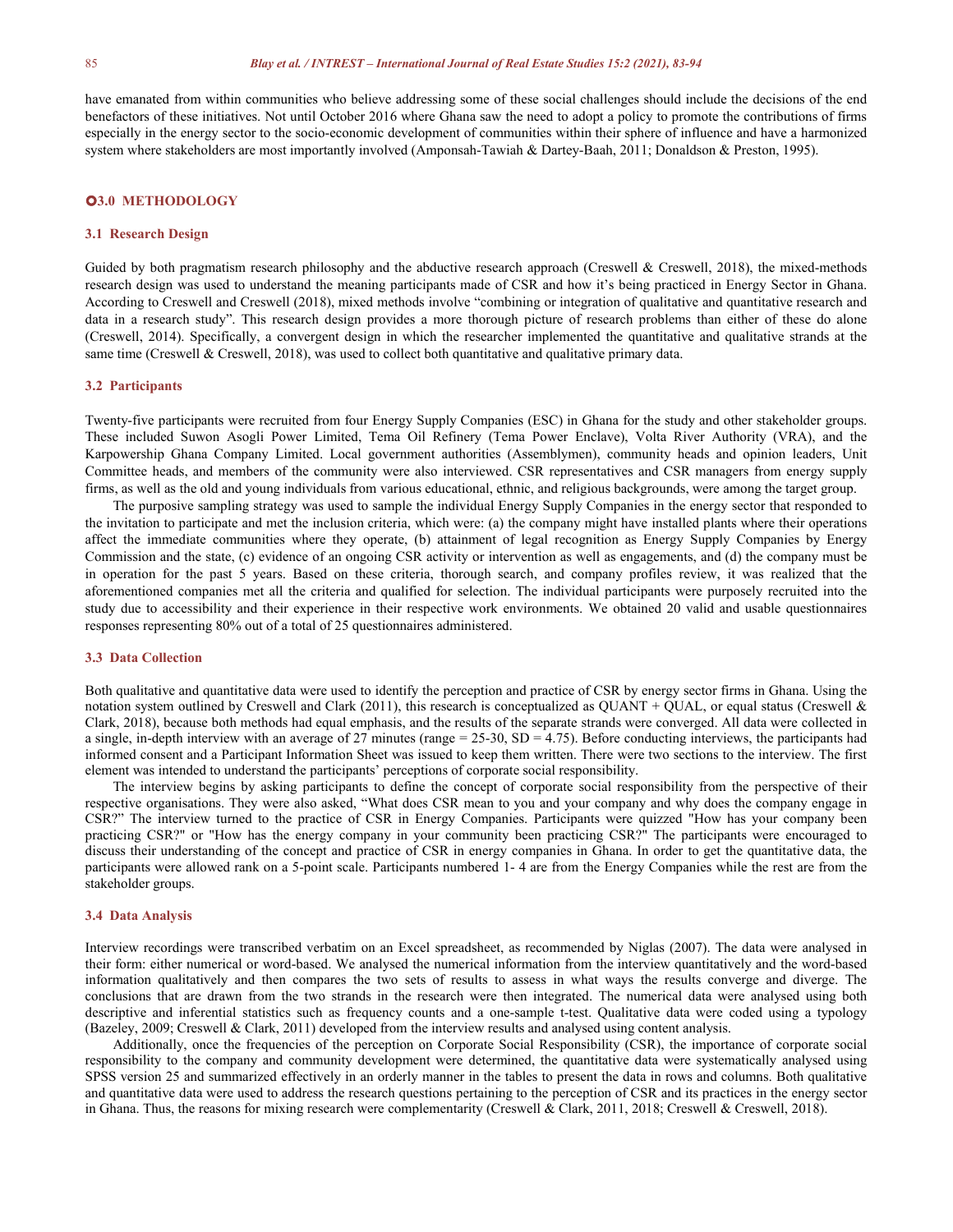have emanated from within communities who believe addressing some of these social challenges should include the decisions of the end benefactors of these initiatives. Not until October 2016 where Ghana saw the need to adopt a policy to promote the contributions of firms especially in the energy sector to the socio-economic development of communities within their sphere of influence and have a harmonized system where stakeholders are most importantly involved (Amponsah-Tawiah & Dartey-Baah, 2011; Donaldson & Preston, 1995).

## 3.0 METHODOLOGY

### 3.1 Research Design

Guided by both pragmatism research philosophy and the abductive research approach (Creswell & Creswell, 2018), the mixed-methods research design was used to understand the meaning participants made of CSR and how it's being practiced in Energy Sector in Ghana. According to Creswell and Creswell (2018), mixed methods involve "combining or integration of qualitative and quantitative research and data in a research study". This research design provides a more thorough picture of research problems than either of these do alone (Creswell, 2014). Specifically, a convergent design in which the researcher implemented the quantitative and qualitative strands at the same time (Creswell & Creswell, 2018), was used to collect both quantitative and qualitative primary data.

### 3.2 Participants

Twenty-five participants were recruited from four Energy Supply Companies (ESC) in Ghana for the study and other stakeholder groups. These included Suwon Asogli Power Limited, Tema Oil Refinery (Tema Power Enclave), Volta River Authority (VRA), and the Karpowership Ghana Company Limited. Local government authorities (Assemblymen), community heads and opinion leaders, Unit Committee heads, and members of the community were also interviewed. CSR representatives and CSR managers from energy supply firms, as well as the old and young individuals from various educational, ethnic, and religious backgrounds, were among the target group.

The purposive sampling strategy was used to sample the individual Energy Supply Companies in the energy sector that responded to the invitation to participate and met the inclusion criteria, which were: (a) the company might have installed plants where their operations affect the immediate communities where they operate, (b) attainment of legal recognition as Energy Supply Companies by Energy Commission and the state, (c) evidence of an ongoing CSR activity or intervention as well as engagements, and (d) the company must be in operation for the past 5 years. Based on these criteria, thorough search, and company profiles review, it was realized that the aforementioned companies met all the criteria and qualified for selection. The individual participants were purposely recruited into the study due to accessibility and their experience in their respective work environments. We obtained 20 valid and usable questionnaires responses representing 80% out of a total of 25 questionnaires administered.

### 3.3 Data Collection

Both qualitative and quantitative data were used to identify the perception and practice of CSR by energy sector firms in Ghana. Using the notation system outlined by Creswell and Clark (2011), this research is conceptualized as QUANT + QUAL, or equal status (Creswell & Clark, 2018), because both methods had equal emphasis, and the results of the separate strands were converged. All data were collected in a single, in-depth interview with an average of 27 minutes (range = 25-30, SD = 4.75). Before conducting interviews, the participants had informed consent and a Participant Information Sheet was issued to keep them written. There were two sections to the interview. The first element was intended to understand the participants' perceptions of corporate social responsibility.

The interview begins by asking participants to define the concept of corporate social responsibility from the perspective of their respective organisations. They were also asked, "What does CSR mean to you and your company and why does the company engage in CSR?" The interview turned to the practice of CSR in Energy Companies. Participants were quizzed "How has your company been practicing CSR?" or "How has the energy company in your community been practicing CSR?" The participants were encouraged to discuss their understanding of the concept and practice of CSR in energy companies in Ghana. In order to get the quantitative data, the participants were allowed rank on a 5-point scale. Participants numbered 1- 4 are from the Energy Companies while the rest are from the stakeholder groups.

### 3.4 Data Analysis

Interview recordings were transcribed verbatim on an Excel spreadsheet, as recommended by Niglas (2007). The data were analysed in their form: either numerical or word-based. We analysed the numerical information from the interview quantitatively and the word-based information qualitatively and then compares the two sets of results to assess in what ways the results converge and diverge. The conclusions that are drawn from the two strands in the research were then integrated. The numerical data were analysed using both descriptive and inferential statistics such as frequency counts and a one-sample t-test. Qualitative data were coded using a typology (Bazeley, 2009; Creswell & Clark, 2011) developed from the interview results and analysed using content analysis.

Additionally, once the frequencies of the perception on Corporate Social Responsibility (CSR), the importance of corporate social responsibility to the company and community development were determined, the quantitative data were systematically analysed using SPSS version 25 and summarized effectively in an orderly manner in the tables to present the data in rows and columns. Both qualitative and quantitative data were used to address the research questions pertaining to the perception of CSR and its practices in the energy sector in Ghana. Thus, the reasons for mixing research were complementarity (Creswell & Clark, 2011, 2018; Creswell & Creswell, 2018).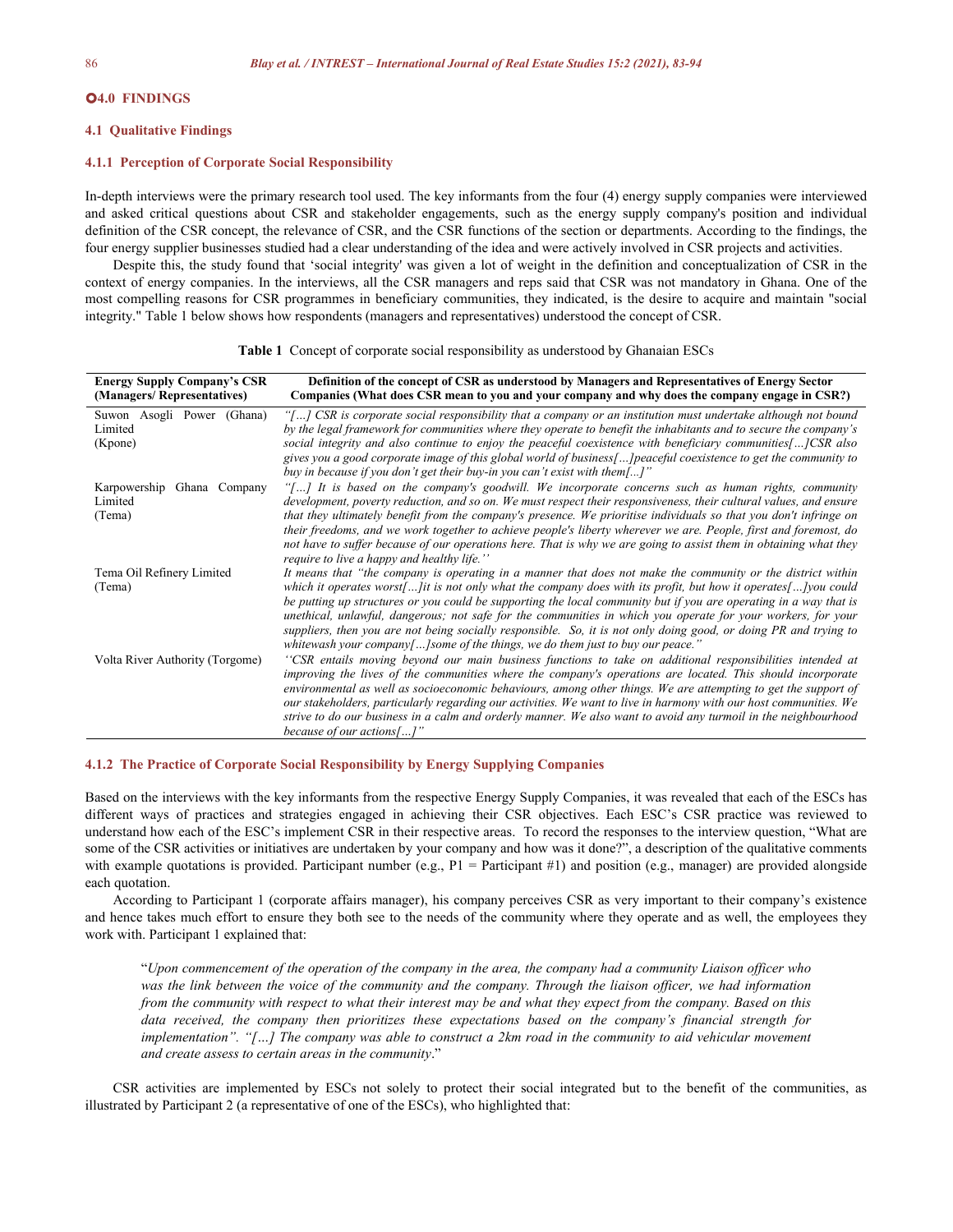## 4.0 FINDINGS

### 4.1 Qualitative Findings

#### 4.1.1 Perception of Corporate Social Responsibility

In-depth interviews were the primary research tool used. The key informants from the four (4) energy supply companies were interviewed and asked critical questions about CSR and stakeholder engagements, such as the energy supply company's position and individual definition of the CSR concept, the relevance of CSR, and the CSR functions of the section or departments. According to the findings, the four energy supplier businesses studied had a clear understanding of the idea and were actively involved in CSR projects and activities.

Despite this, the study found that 'social integrity' was given a lot of weight in the definition and conceptualization of CSR in the context of energy companies. In the interviews, all the CSR managers and reps said that CSR was not mandatory in Ghana. One of the most compelling reasons for CSR programmes in beneficiary communities, they indicated, is the desire to acquire and maintain "social integrity." Table 1 below shows how respondents (managers and representatives) understood the concept of CSR.

**Table 1** Concept of corporate social responsibility as understood by Ghanaian ESCs

| Energy Supply Company's CSR (Managers/ Representatives) | Definition of the concept of CSR as understood by Managers and Representatives of Energy Sector Companies (What does CSR mean to you and your company and why does the company engage in CSR?) |
|---|---|
| Suwon Asogli Power (Ghana) Limited (Kpone) | *"[…] CSR is corporate social responsibility that a company or an institution must undertake although not bound by the legal framework for communities where they operate to benefit the inhabitants and to secure the company's social integrity and also continue to enjoy the peaceful coexistence with beneficiary communities[…]CSR also gives you a good corporate image of this global world of business[…]peaceful coexistence to get the community to buy in because if you don't get their buy-in you can't exist with them[...]"* |
| Karpowership Ghana Company Limited (Tema) | *"[…] It is based on the company's goodwill. We incorporate concerns such as human rights, community development, poverty reduction, and so on. We must respect their responsiveness, their cultural values, and ensure that they ultimately benefit from the company's presence. We prioritise individuals so that you don't infringe on their freedoms, and we work together to achieve people's liberty wherever we are. People, first and foremost, do not have to suffer because of our operations here. That is why we are going to assist them in obtaining what they require to live a happy and healthy life.''* |
| Tema Oil Refinery Limited (Tema) | *It means that "the company is operating in a manner that does not make the community or the district within which it operates worst[…]it is not only what the company does with its profit, but how it operates[…]you could be putting up structures or you could be supporting the local community but if you are operating in a way that is unethical, unlawful, dangerous; not safe for the communities in which you operate for your workers, for your suppliers, then you are not being socially responsible. So, it is not only doing good, or doing PR and trying to whitewash your company[…]some of the things, we do them just to buy our peace."* |
| Volta River Authority (Torgome) | *''CSR entails moving beyond our main business functions to take on additional responsibilities intended at improving the lives of the communities where the company's operations are located. This should incorporate environmental as well as socioeconomic behaviours, among other things. We are attempting to get the support of our stakeholders, particularly regarding our activities. We want to live in harmony with our host communities. We strive to do our business in a calm and orderly manner. We also want to avoid any turmoil in the neighbourhood because of our actions[…]"* |

#### 4.1.2 The Practice of Corporate Social Responsibility by Energy Supplying Companies

Based on the interviews with the key informants from the respective Energy Supply Companies, it was revealed that each of the ESCs has different ways of practices and strategies engaged in achieving their CSR objectives. Each ESC's CSR practice was reviewed to understand how each of the ESC's implement CSR in their respective areas. To record the responses to the interview question, "What are some of the CSR activities or initiatives are undertaken by your company and how was it done?", a description of the qualitative comments with example quotations is provided. Participant number (e.g., P1 = Participant #1) and position (e.g., manager) are provided alongside each quotation.

According to Participant 1 (corporate affairs manager), his company perceives CSR as very important to their company's existence and hence takes much effort to ensure they both see to the needs of the community where they operate and as well, the employees they work with. Participant 1 explained that:

> "*Upon commencement of the operation of the company in the area, the company had a community Liaison officer who was the link between the voice of the community and the company. Through the liaison officer, we had information from the community with respect to what their interest may be and what they expect from the company. Based on this data received, the company then prioritizes these expectations based on the company's financial strength for implementation". "[…] The company was able to construct a 2km road in the community to aid vehicular movement and create assess to certain areas in the community*."

CSR activities are implemented by ESCs not solely to protect their social integrated but to the benefit of the communities, as illustrated by Participant 2 (a representative of one of the ESCs), who highlighted that: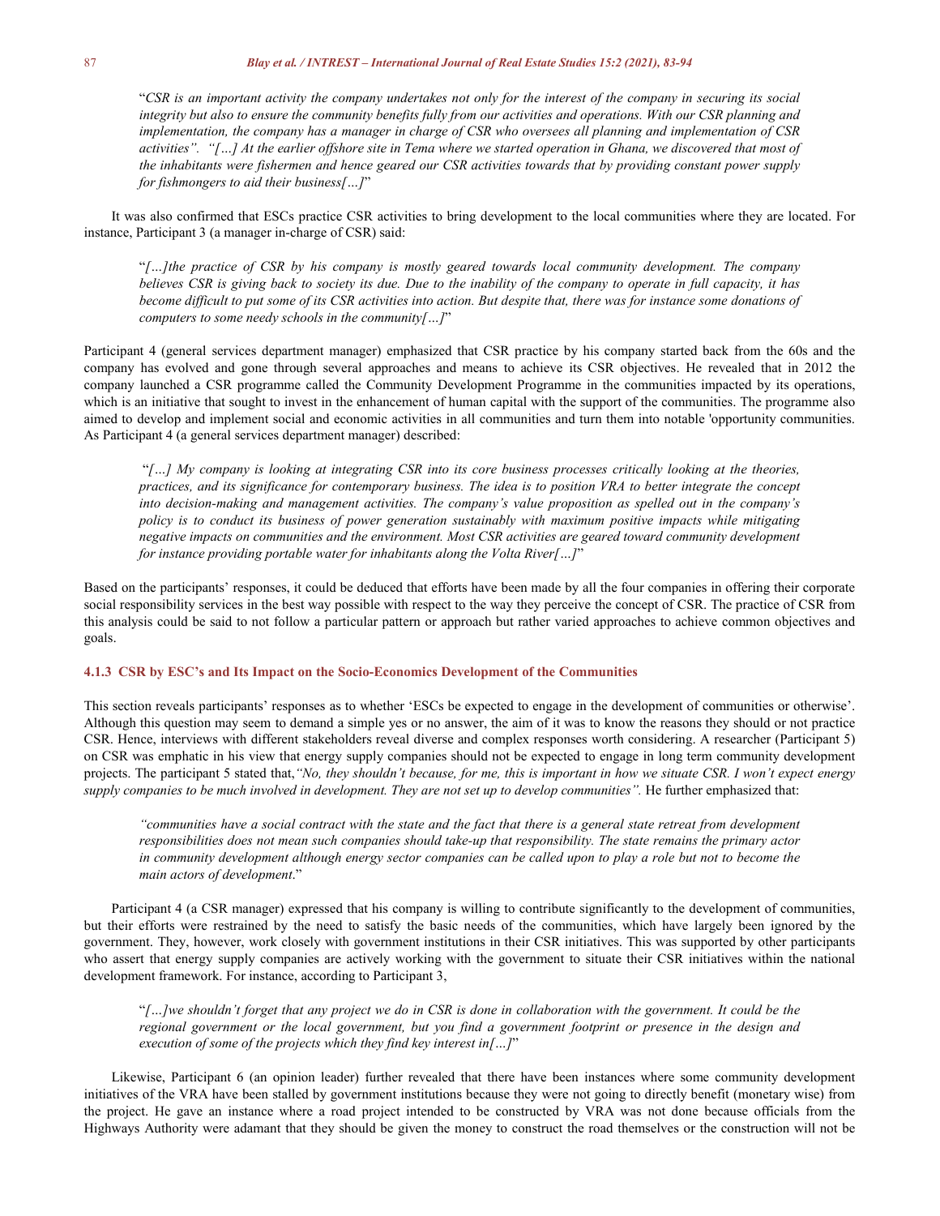"*CSR is an important activity the company undertakes not only for the interest of the company in securing its social integrity but also to ensure the community benefits fully from our activities and operations. With our CSR planning and implementation, the company has a manager in charge of CSR who oversees all planning and implementation of CSR activities". "[…] At the earlier offshore site in Tema where we started operation in Ghana, we discovered that most of the inhabitants were fishermen and hence geared our CSR activities towards that by providing constant power supply for fishmongers to aid their business[…]*"

It was also confirmed that ESCs practice CSR activities to bring development to the local communities where they are located. For instance, Participant 3 (a manager in-charge of CSR) said:

"*[…]the practice of CSR by his company is mostly geared towards local community development. The company believes CSR is giving back to society its due. Due to the inability of the company to operate in full capacity, it has become difficult to put some of its CSR activities into action. But despite that, there was for instance some donations of computers to some needy schools in the community[…]*"

Participant 4 (general services department manager) emphasized that CSR practice by his company started back from the 60s and the company has evolved and gone through several approaches and means to achieve its CSR objectives. He revealed that in 2012 the company launched a CSR programme called the Community Development Programme in the communities impacted by its operations, which is an initiative that sought to invest in the enhancement of human capital with the support of the communities. The programme also aimed to develop and implement social and economic activities in all communities and turn them into notable 'opportunity communities. As Participant 4 (a general services department manager) described:

"*[…] My company is looking at integrating CSR into its core business processes critically looking at the theories, practices, and its significance for contemporary business. The idea is to position VRA to better integrate the concept into decision-making and management activities. The company's value proposition as spelled out in the company's policy is to conduct its business of power generation sustainably with maximum positive impacts while mitigating negative impacts on communities and the environment. Most CSR activities are geared toward community development for instance providing portable water for inhabitants along the Volta River[…]*"

Based on the participants' responses, it could be deduced that efforts have been made by all the four companies in offering their corporate social responsibility services in the best way possible with respect to the way they perceive the concept of CSR. The practice of CSR from this analysis could be said to not follow a particular pattern or approach but rather varied approaches to achieve common objectives and goals.

#### 4.1.3 CSR by ESC's and Its Impact on the Socio-Economics Development of the Communities

This section reveals participants' responses as to whether 'ESCs be expected to engage in the development of communities or otherwise'. Although this question may seem to demand a simple yes or no answer, the aim of it was to know the reasons they should or not practice CSR. Hence, interviews with different stakeholders reveal diverse and complex responses worth considering. A researcher (Participant 5) on CSR was emphatic in his view that energy supply companies should not be expected to engage in long term community development projects. The participant 5 stated that,*"No, they shouldn't because, for me, this is important in how we situate CSR. I won't expect energy supply companies to be much involved in development. They are not set up to develop communities".* He further emphasized that:

*"communities have a social contract with the state and the fact that there is a general state retreat from development responsibilities does not mean such companies should take-up that responsibility. The state remains the primary actor in community development although energy sector companies can be called upon to play a role but not to become the main actors of development*."

Participant 4 (a CSR manager) expressed that his company is willing to contribute significantly to the development of communities, but their efforts were restrained by the need to satisfy the basic needs of the communities, which have largely been ignored by the government. They, however, work closely with government institutions in their CSR initiatives. This was supported by other participants who assert that energy supply companies are actively working with the government to situate their CSR initiatives within the national development framework. For instance, according to Participant 3,

"*[…]we shouldn't forget that any project we do in CSR is done in collaboration with the government. It could be the regional government or the local government, but you find a government footprint or presence in the design and execution of some of the projects which they find key interest in[…]*"

Likewise, Participant 6 (an opinion leader) further revealed that there have been instances where some community development initiatives of the VRA have been stalled by government institutions because they were not going to directly benefit (monetary wise) from the project. He gave an instance where a road project intended to be constructed by VRA was not done because officials from the Highways Authority were adamant that they should be given the money to construct the road themselves or the construction will not be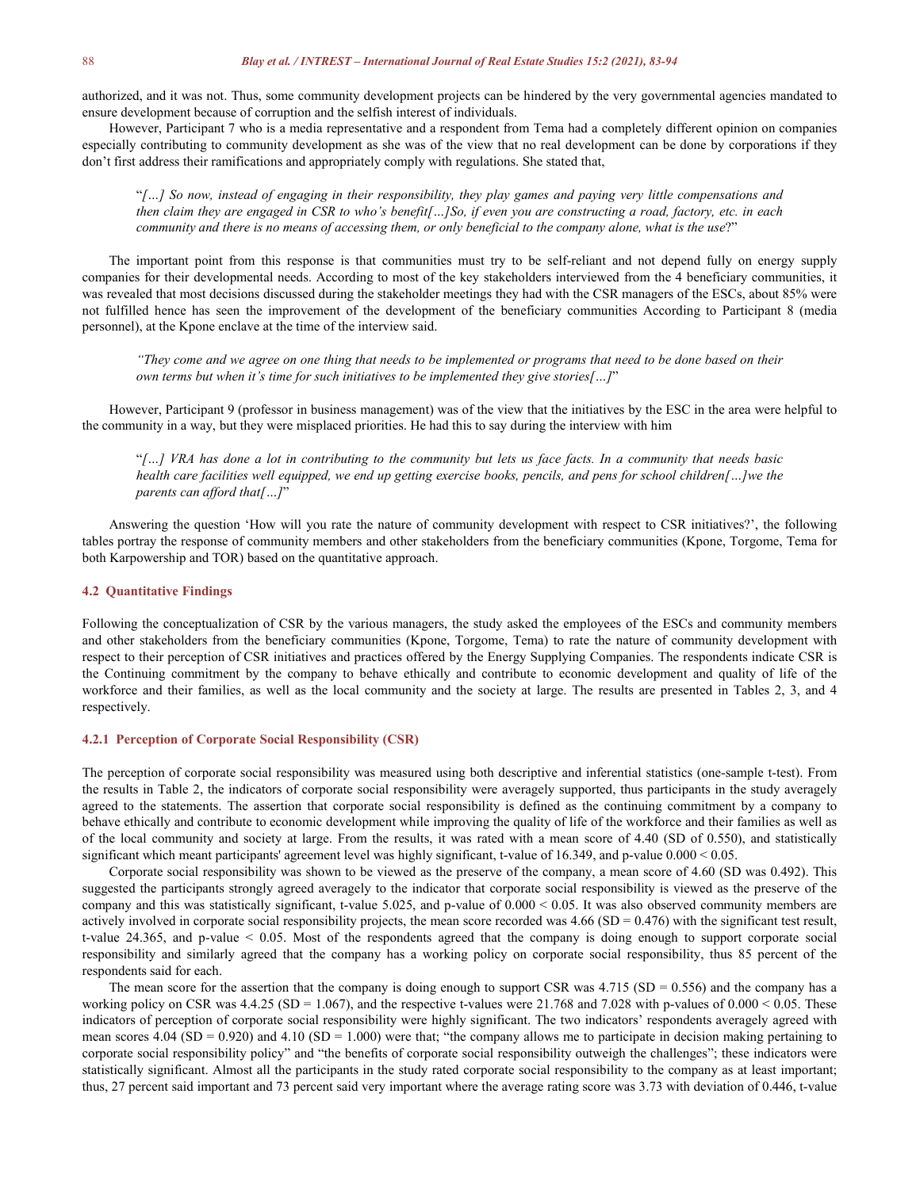authorized, and it was not. Thus, some community development projects can be hindered by the very governmental agencies mandated to ensure development because of corruption and the selfish interest of individuals.

However, Participant 7 who is a media representative and a respondent from Tema had a completely different opinion on companies especially contributing to community development as she was of the view that no real development can be done by corporations if they don't first address their ramifications and appropriately comply with regulations. She stated that,

> "*[…] So now, instead of engaging in their responsibility, they play games and paying very little compensations and then claim they are engaged in CSR to who's benefit[…]So, if even you are constructing a road, factory, etc. in each community and there is no means of accessing them, or only beneficial to the company alone, what is the use*?"

The important point from this response is that communities must try to be self-reliant and not depend fully on energy supply companies for their developmental needs. According to most of the key stakeholders interviewed from the 4 beneficiary communities, it was revealed that most decisions discussed during the stakeholder meetings they had with the CSR managers of the ESCs, about 85% were not fulfilled hence has seen the improvement of the development of the beneficiary communities According to Participant 8 (media personnel), at the Kpone enclave at the time of the interview said.

> *"They come and we agree on one thing that needs to be implemented or programs that need to be done based on their own terms but when it's time for such initiatives to be implemented they give stories[…]*"

However, Participant 9 (professor in business management) was of the view that the initiatives by the ESC in the area were helpful to the community in a way, but they were misplaced priorities. He had this to say during the interview with him

> "*[…] VRA has done a lot in contributing to the community but lets us face facts. In a community that needs basic health care facilities well equipped, we end up getting exercise books, pencils, and pens for school children[…]we the parents can afford that[…]*"

Answering the question 'How will you rate the nature of community development with respect to CSR initiatives?', the following tables portray the response of community members and other stakeholders from the beneficiary communities (Kpone, Torgome, Tema for both Karpowership and TOR) based on the quantitative approach.

### 4.2 Quantitative Findings

Following the conceptualization of CSR by the various managers, the study asked the employees of the ESCs and community members and other stakeholders from the beneficiary communities (Kpone, Torgome, Tema) to rate the nature of community development with respect to their perception of CSR initiatives and practices offered by the Energy Supplying Companies. The respondents indicate CSR is the Continuing commitment by the company to behave ethically and contribute to economic development and quality of life of the workforce and their families, as well as the local community and the society at large. The results are presented in Tables 2, 3, and 4 respectively.

#### 4.2.1 Perception of Corporate Social Responsibility (CSR)

The perception of corporate social responsibility was measured using both descriptive and inferential statistics (one-sample t-test). From the results in Table 2, the indicators of corporate social responsibility were averagely supported, thus participants in the study averagely agreed to the statements. The assertion that corporate social responsibility is defined as the continuing commitment by a company to behave ethically and contribute to economic development while improving the quality of life of the workforce and their families as well as of the local community and society at large. From the results, it was rated with a mean score of 4.40 (SD of 0.550), and statistically significant which meant participants' agreement level was highly significant, t-value of 16.349, and p-value $0.000 < 0.05$.

Corporate social responsibility was shown to be viewed as the preserve of the company, a mean score of 4.60 (SD was 0.492). This suggested the participants strongly agreed averagely to the indicator that corporate social responsibility is viewed as the preserve of the company and this was statistically significant, t-value 5.025, and p-value of $0.000 < 0.05$. It was also observed community members are actively involved in corporate social responsibility projects, the mean score recorded was 4.66 (SD = 0.476) with the significant test result, t-value 24.365, and p-value $< 0.05$. Most of the respondents agreed that the company is doing enough to support corporate social responsibility and similarly agreed that the company has a working policy on corporate social responsibility, thus 85 percent of the respondents said for each.

The mean score for the assertion that the company is doing enough to support CSR was 4.715 (SD = 0.556) and the company has a working policy on CSR was 4.4.25 (SD = 1.067), and the respective t-values were 21.768 and 7.028 with p-values of $0.000 < 0.05$. These indicators of perception of corporate social responsibility were highly significant. The two indicators' respondents averagely agreed with mean scores 4.04 (SD = 0.920) and 4.10 (SD = 1.000) were that; "the company allows me to participate in decision making pertaining to corporate social responsibility policy" and "the benefits of corporate social responsibility outweigh the challenges"; these indicators were statistically significant. Almost all the participants in the study rated corporate social responsibility to the company as at least important; thus, 27 percent said important and 73 percent said very important where the average rating score was 3.73 with deviation of 0.446, t-value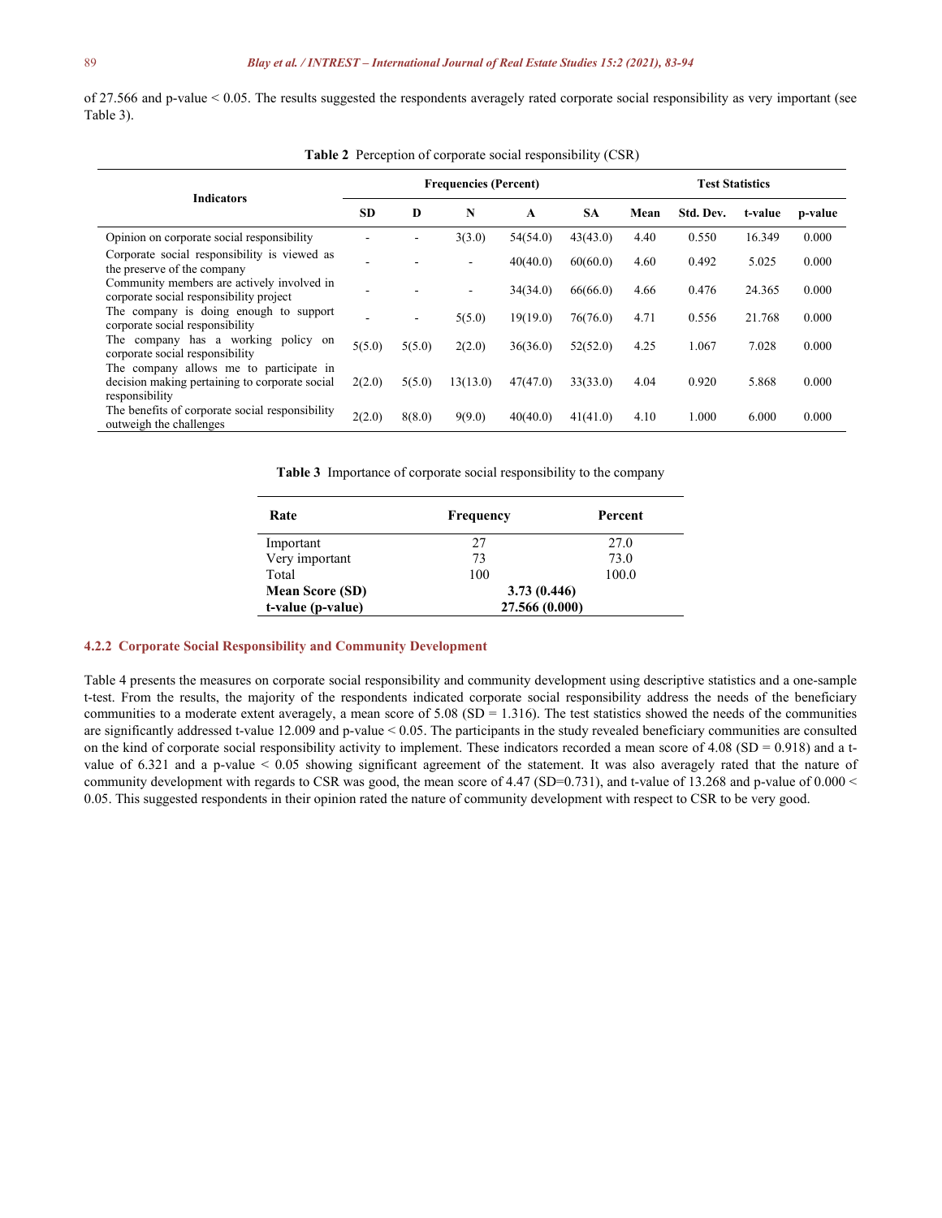of 27.566 and p-value < 0.05. The results suggested the respondents averagely rated corporate social responsibility as very important (see Table 3).

**Table 2** Perception of corporate social responsibility (CSR)

| Indicators | Frequencies (Percent) | | | | | Test Statistics | | | |
|---|---|---|---|---|---|---|---|---|---|
| | SD | D | N | A | SA | Mean | Std. Dev. | t-value | p-value |
| Opinion on corporate social responsibility | - | - | 3(3.0) | 54(54.0) | 43(43.0) | 4.40 | 0.550 | 16.349 | 0.000 |
| Corporate social responsibility is viewed as the preserve of the company | - | - | - | 40(40.0) | 60(60.0) | 4.60 | 0.492 | 5.025 | 0.000 |
| Community members are actively involved in corporate social responsibility project | - | - | - | 34(34.0) | 66(66.0) | 4.66 | 0.476 | 24.365 | 0.000 |
| The company is doing enough to support corporate social responsibility | - | - | 5(5.0) | 19(19.0) | 76(76.0) | 4.71 | 0.556 | 21.768 | 0.000 |
| The company has a working policy on corporate social responsibility | 5(5.0) | 5(5.0) | 2(2.0) | 36(36.0) | 52(52.0) | 4.25 | 1.067 | 7.028 | 0.000 |
| The company allows me to participate in decision making pertaining to corporate social responsibility | 2(2.0) | 5(5.0) | 13(13.0) | 47(47.0) | 33(33.0) | 4.04 | 0.920 | 5.868 | 0.000 |
| The benefits of corporate social responsibility outweigh the challenges | 2(2.0) | 8(8.0) | 9(9.0) | 40(40.0) | 41(41.0) | 4.10 | 1.000 | 6.000 | 0.000 |

**Table 3** Importance of corporate social responsibility to the company

| Rate | Frequency | Percent |
|---|---|---|
| Important | 27 | 27.0 |
| Very important | 73 | 73.0 |
| Total | 100 | 100.0 |
| **Mean Score (SD)** | **3.73 (0.446)** | |
| **t-value (p-value)** | **27.566 (0.000)** | |

### 4.2.2 Corporate Social Responsibility and Community Development

Table 4 presents the measures on corporate social responsibility and community development using descriptive statistics and a one-sample t-test. From the results, the majority of the respondents indicated corporate social responsibility address the needs of the beneficiary communities to a moderate extent averagely, a mean score of 5.08 (SD = 1.316). The test statistics showed the needs of the communities are significantly addressed t-value 12.009 and p-value < 0.05. The participants in the study revealed beneficiary communities are consulted on the kind of corporate social responsibility activity to implement. These indicators recorded a mean score of 4.08 (SD = 0.918) and a t-value of 6.321 and a p-value < 0.05 showing significant agreement of the statement. It was also averagely rated that the nature of community development with regards to CSR was good, the mean score of 4.47 (SD=0.731), and t-value of 13.268 and p-value of 0.000 < 0.05. This suggested respondents in their opinion rated the nature of community development with respect to CSR to be very good.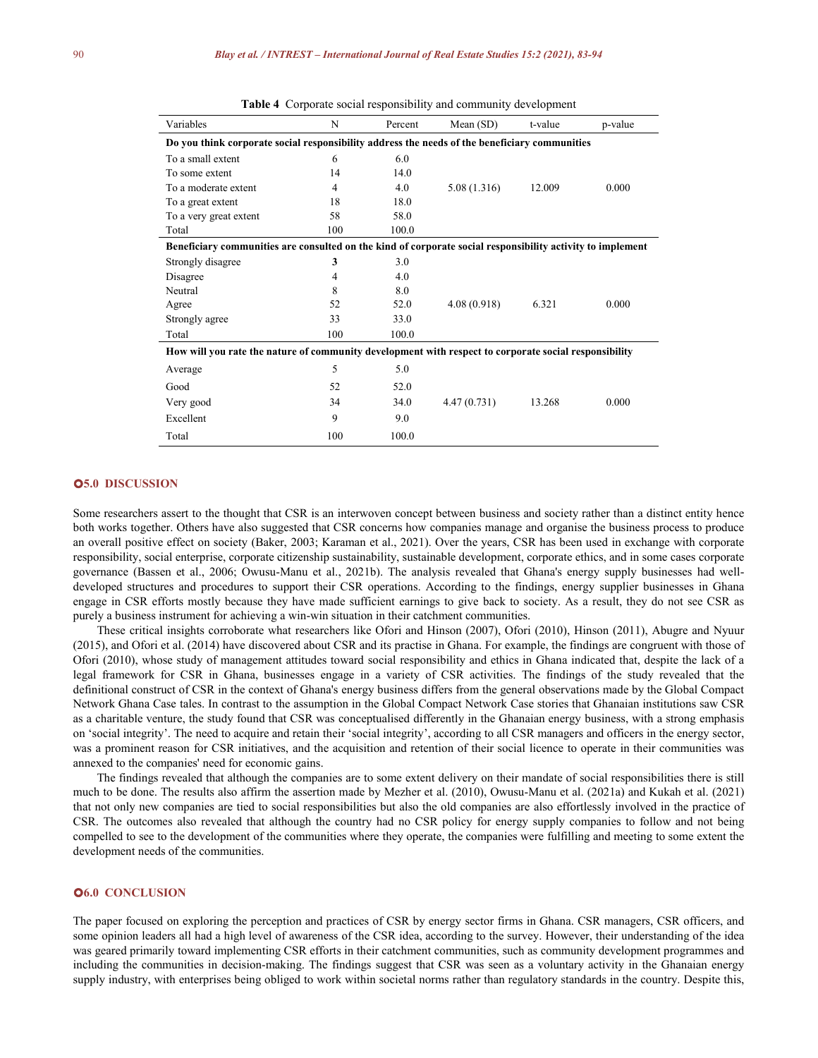**Table 4** Corporate social responsibility and community development

| Variables | N | Percent | Mean (SD) | t-value | p-value |
|---|---|---|---|---|---|
| **Do you think corporate social responsibility address the needs of the beneficiary communities** | | | | | |
| To a small extent | 6 | 6.0 | | | |
| To some extent | 14 | 14.0 | | | |
| To a moderate extent | 4 | 4.0 | 5.08 (1.316) | 12.009 | 0.000 |
| To a great extent | 18 | 18.0 | | | |
| To a very great extent | 58 | 58.0 | | | |
| Total | 100 | 100.0 | | | |
| **Beneficiary communities are consulted on the kind of corporate social responsibility activity to implement** | | | | | |
| Strongly disagree | **3** | 3.0 | | | |
| Disagree | 4 | 4.0 | | | |
| Neutral | 8 | 8.0 | | | |
| Agree | 52 | 52.0 | 4.08 (0.918) | 6.321 | 0.000 |
| Strongly agree | 33 | 33.0 | | | |
| Total | 100 | 100.0 | | | |
| **How will you rate the nature of community development with respect to corporate social responsibility** | | | | | |
| Average | 5 | 5.0 | | | |
| Good | 52 | 52.0 | | | |
| Very good | 34 | 34.0 | 4.47 (0.731) | 13.268 | 0.000 |
| Excellent | 9 | 9.0 | | | |
| Total | 100 | 100.0 | | | |

## 5.0 DISCUSSION

Some researchers assert to the thought that CSR is an interwoven concept between business and society rather than a distinct entity hence both works together. Others have also suggested that CSR concerns how companies manage and organise the business process to produce an overall positive effect on society (Baker, 2003; Karaman et al., 2021). Over the years, CSR has been used in exchange with corporate responsibility, social enterprise, corporate citizenship sustainability, sustainable development, corporate ethics, and in some cases corporate governance (Bassen et al., 2006; Owusu-Manu et al., 2021b). The analysis revealed that Ghana's energy supply businesses had well-developed structures and procedures to support their CSR operations. According to the findings, energy supplier businesses in Ghana engage in CSR efforts mostly because they have made sufficient earnings to give back to society. As a result, they do not see CSR as purely a business instrument for achieving a win-win situation in their catchment communities.

These critical insights corroborate what researchers like Ofori and Hinson (2007), Ofori (2010), Hinson (2011), Abugre and Nyuur (2015), and Ofori et al. (2014) have discovered about CSR and its practise in Ghana. For example, the findings are congruent with those of Ofori (2010), whose study of management attitudes toward social responsibility and ethics in Ghana indicated that, despite the lack of a legal framework for CSR in Ghana, businesses engage in a variety of CSR activities. The findings of the study revealed that the definitional construct of CSR in the context of Ghana's energy business differs from the general observations made by the Global Compact Network Ghana Case tales. In contrast to the assumption in the Global Compact Network Case stories that Ghanaian institutions saw CSR as a charitable venture, the study found that CSR was conceptualised differently in the Ghanaian energy business, with a strong emphasis on 'social integrity'. The need to acquire and retain their 'social integrity', according to all CSR managers and officers in the energy sector, was a prominent reason for CSR initiatives, and the acquisition and retention of their social licence to operate in their communities was annexed to the companies' need for economic gains.

The findings revealed that although the companies are to some extent delivery on their mandate of social responsibilities there is still much to be done. The results also affirm the assertion made by Mezher et al. (2010), Owusu-Manu et al. (2021a) and Kukah et al. (2021) that not only new companies are tied to social responsibilities but also the old companies are also effortlessly involved in the practice of CSR. The outcomes also revealed that although the country had no CSR policy for energy supply companies to follow and not being compelled to see to the development of the communities where they operate, the companies were fulfilling and meeting to some extent the development needs of the communities.

## 6.0 CONCLUSION

The paper focused on exploring the perception and practices of CSR by energy sector firms in Ghana. CSR managers, CSR officers, and some opinion leaders all had a high level of awareness of the CSR idea, according to the survey. However, their understanding of the idea was geared primarily toward implementing CSR efforts in their catchment communities, such as community development programmes and including the communities in decision-making. The findings suggest that CSR was seen as a voluntary activity in the Ghanaian energy supply industry, with enterprises being obliged to work within societal norms rather than regulatory standards in the country. Despite this,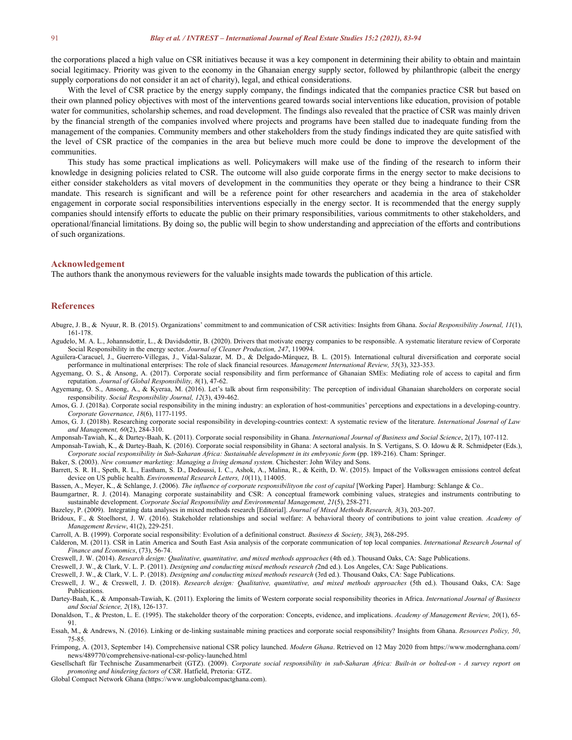the corporations placed a high value on CSR initiatives because it was a key component in determining their ability to obtain and maintain social legitimacy. Priority was given to the economy in the Ghanaian energy supply sector, followed by philanthropic (albeit the energy supply corporations do not consider it an act of charity), legal, and ethical considerations.

With the level of CSR practice by the energy supply company, the findings indicated that the companies practice CSR but based on their own planned policy objectives with most of the interventions geared towards social interventions like education, provision of potable water for communities, scholarship schemes, and road development. The findings also revealed that the practice of CSR was mainly driven by the financial strength of the companies involved where projects and programs have been stalled due to inadequate funding from the management of the companies. Community members and other stakeholders from the study findings indicated they are quite satisfied with the level of CSR practice of the companies in the area but believe much more could be done to improve the development of the communities.

This study has some practical implications as well. Policymakers will make use of the finding of the research to inform their knowledge in designing policies related to CSR. The outcome will also guide corporate firms in the energy sector to make decisions to either consider stakeholders as vital movers of development in the communities they operate or they being a hindrance to their CSR mandate. This research is significant and will be a reference point for other researchers and academia in the area of stakeholder engagement in corporate social responsibilities interventions especially in the energy sector. It is recommended that the energy supply companies should intensify efforts to educate the public on their primary responsibilities, various commitments to other stakeholders, and operational/financial limitations. By doing so, the public will begin to show understanding and appreciation of the efforts and contributions of such organizations.

## Acknowledgement

The authors thank the anonymous reviewers for the valuable insights made towards the publication of this article.

## References

Abugre, J. B., & Nyuur, R. B. (2015). Organizations' commitment to and communication of CSR activities: Insights from Ghana. *Social Responsibility Journal, 11*(1), 161-178.

Agudelo, M. A. L., Johannsdottir, L., & Davidsdottir, B. (2020). Drivers that motivate energy companies to be responsible. A systematic literature review of Corporate Social Responsibility in the energy sector. *Journal of Cleaner Production, 247*, 119094.

Aguilera-Caracuel, J., Guerrero-Villegas, J., Vidal-Salazar, M. D., & Delgado-Márquez, B. L. (2015). International cultural diversification and corporate social performance in multinational enterprises: The role of slack financial resources. *Management International Review, 55*(3), 323-353.

Agyemang, O. S., & Ansong, A. (2017). Corporate social responsibility and firm performance of Ghanaian SMEs: Mediating role of access to capital and firm reputation. *Journal of Global Responsibility, 8*(1), 47-62.

Agyemang, O. S., Ansong, A., & Kyeraa, M. (2016). Let's talk about firm responsibility: The perception of individual Ghanaian shareholders on corporate social responsibility. *Social Responsibility Journal, 12*(3), 439-462.

Amos, G. J. (2018a). Corporate social responsibility in the mining industry: an exploration of host-communities' perceptions and expectations in a developing-country. *Corporate Governance, 18*(6), 1177-1195.

Amos, G. J. (2018b). Researching corporate social responsibility in developing-countries context: A systematic review of the literature. *International Journal of Law and Management, 60*(2), 284-310.

Amponsah-Tawiah, K., & Dartey-Baah, K. (2011). Corporate social responsibility in Ghana. *International Journal of Business and Social Science*, 2(17), 107-112.

Amponsah-Tawiah, K., & Dartey-Baah, K. (2016). Corporate social responsibility in Ghana: A sectoral analysis. In S. Vertigans, S. O. Idowu & R. Schmidpeter (Eds.), *Corporate social responsibility in Sub-Saharan Africa: Sustainable development in its embryonic form* (pp. 189-216). Cham: Springer.

Baker, S. (2003). *New consumer marketing: Managing a living demand system.* Chichester: John Wiley and Sons.

Barrett, S. R. H., Speth, R. L., Eastham, S. D., Dedoussi, I. C., Ashok, A., Malina, R., & Keith, D. W. (2015). Impact of the Volkswagen emissions control defeat device on US public health. *Environmental Research Letters, 10*(11), 114005.

Bassen, A., Meyer, K., & Schlange, J. (2006). *The influence of corporate responsibilityon the cost of capital* [Working Paper]. Hamburg: Schlange & Co..

Baumgartner, R. J. (2014). Managing corporate sustainability and CSR: A conceptual framework combining values, strategies and instruments contributing to sustainable development. *Corporate Social Responsibility and Environmental Management, 21*(5), 258-271.

Bazeley, P. (2009). Integrating data analyses in mixed methods research [Editorial]. *Journal of Mixed Methods Research, 3*(3), 203-207.

Bridoux, F., & Stoelhorst, J. W. (2016). Stakeholder relationships and social welfare: A behavioral theory of contributions to joint value creation. *Academy of Management Review*, 41(2), 229-251.

Carroll, A. B. (1999). Corporate social responsibility: Evolution of a definitional construct. *Business & Society, 38*(3), 268-295.

Calderon, M. (2011). CSR in Latin America and South East Asia analysis of the corporate communication of top local companies. *International Research Journal of Finance and Economics*, (73), 56-74.

Creswell, J. W. (2014). *Research design: Qualitative, quantitative, and mixed methods approaches* (4th ed.). Thousand Oaks, CA: Sage Publications.

Creswell, J. W., & Clark, V. L. P. (2011). *Designing and conducting mixed methods research (*2nd ed.). Los Angeles, CA: Sage Publications.

Creswell, J. W., & Clark, V. L. P. (2018). *Designing and conducting mixed methods research* (3rd ed.). Thousand Oaks, CA: Sage Publications.

Creswell, J. W., & Creswell, J. D. (2018). *Research design: Qualitative, quantitative, and mixed methods approaches* (5th ed.). Thousand Oaks, CA: Sage Publications.

Dartey-Baah, K., & Amponsah-Tawiah, K. (2011). Exploring the limits of Western corporate social responsibility theories in Africa. *International Journal of Business and Social Science, 2*(18), 126-137.

Donaldson, T., & Preston, L. E. (1995). The stakeholder theory of the corporation: Concepts, evidence, and implications. *Academy of Management Review, 20*(1), 65-91.

Essah, M., & Andrews, N. (2016). Linking or de-linking sustainable mining practices and corporate social responsibility? Insights from Ghana. *Resources Policy, 50*, 75-85.

Frimpong, A. (2013, September 14). Comprehensive national CSR policy launched. *Modern Ghana*. Retrieved on 12 May 2020 from https://www.modernghana.com/news/489770/comprehensive-national-csr-policy-launched.html

Gesellschaft für Technische Zusammenarbeit (GTZ). (2009). *Corporate social responsibility in sub-Saharan Africa: Built-in or bolted-on - A survey report on promoting and hindering factors of CSR*. Hatfield, Pretoria: GTZ.

Global Compact Network Ghana (https://www.unglobalcompactghana.com).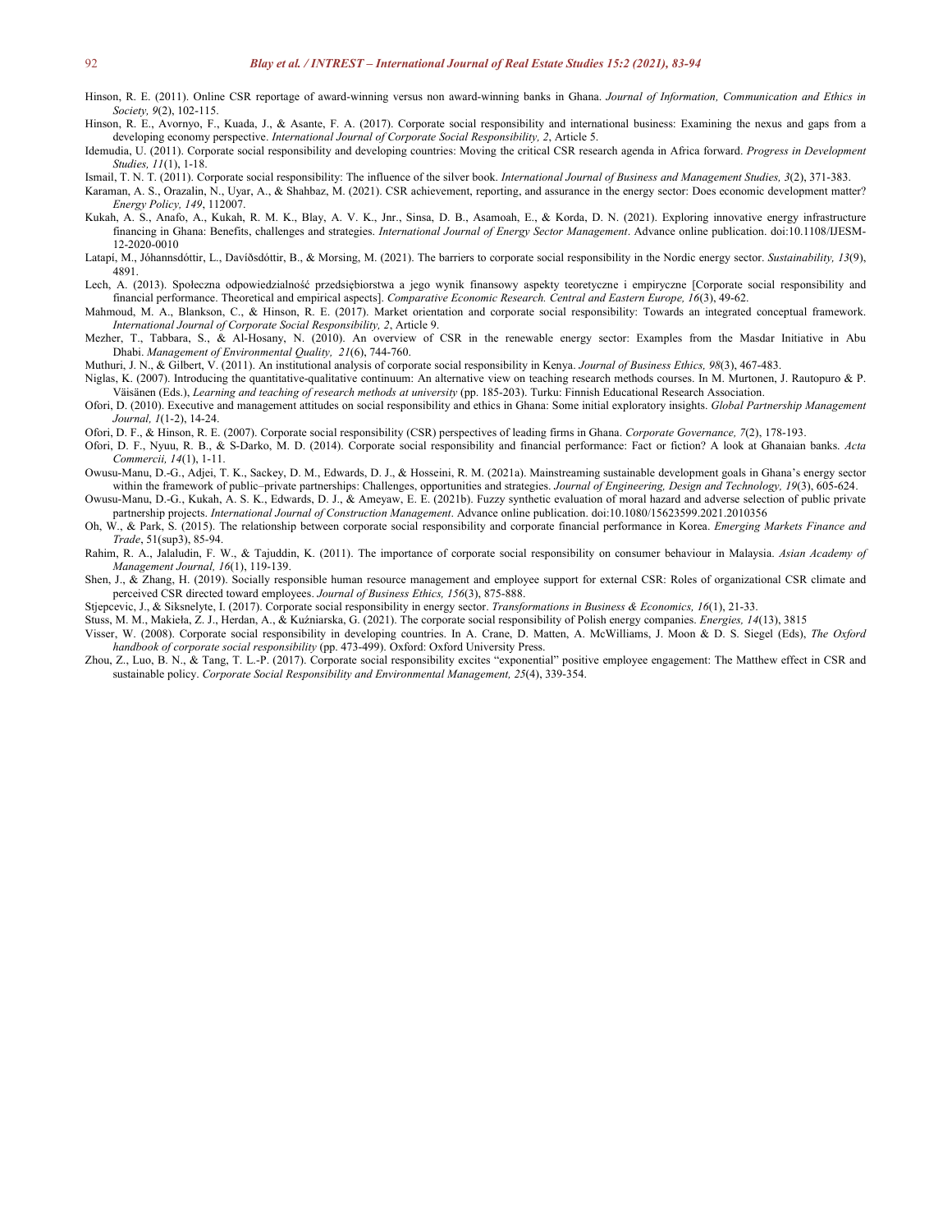Hinson, R. E. (2011). Online CSR reportage of award-winning versus non award-winning banks in Ghana. *Journal of Information, Communication and Ethics in Society, 9*(2), 102-115.

Hinson, R. E., Avornyo, F., Kuada, J., & Asante, F. A. (2017). Corporate social responsibility and international business: Examining the nexus and gaps from a developing economy perspective. *International Journal of Corporate Social Responsibility, 2*, Article 5.

Idemudia, U. (2011). Corporate social responsibility and developing countries: Moving the critical CSR research agenda in Africa forward. *Progress in Development Studies, 11*(1), 1-18.

Ismail, T. N. T. (2011). Corporate social responsibility: The influence of the silver book. *International Journal of Business and Management Studies, 3*(2), 371-383.

Karaman, A. S., Orazalin, N., Uyar, A., & Shahbaz, M. (2021). CSR achievement, reporting, and assurance in the energy sector: Does economic development matter? *Energy Policy, 149*, 112007.

Kukah, A. S., Anafo, A., Kukah, R. M. K., Blay, A. V. K., Jnr., Sinsa, D. B., Asamoah, E., & Korda, D. N. (2021). Exploring innovative energy infrastructure financing in Ghana: Benefits, challenges and strategies. *International Journal of Energy Sector Management*. Advance online publication. doi:10.1108/IJESM-12-2020-0010

Latapí, M., Jóhannsdóttir, L., Davíðsdóttir, B., & Morsing, M. (2021). The barriers to corporate social responsibility in the Nordic energy sector. *Sustainability, 13*(9), 4891.

Lech, A. (2013). Społeczna odpowiedzialność przedsiębiorstwa a jego wynik finansowy aspekty teoretyczne i empiryczne [Corporate social responsibility and financial performance. Theoretical and empirical aspects]. *Comparative Economic Research. Central and Eastern Europe, 16*(3), 49-62.

Mahmoud, M. A., Blankson, C., & Hinson, R. E. (2017). Market orientation and corporate social responsibility: Towards an integrated conceptual framework. *International Journal of Corporate Social Responsibility, 2*, Article 9.

Mezher, T., Tabbara, S., & Al-Hosany, N. (2010). An overview of CSR in the renewable energy sector: Examples from the Masdar Initiative in Abu Dhabi. *Management of Environmental Quality, 21*(6), 744-760.

Muthuri, J. N., & Gilbert, V. (2011). An institutional analysis of corporate social responsibility in Kenya. *Journal of Business Ethics, 98*(3), 467-483.

Niglas, K. (2007). Introducing the quantitative-qualitative continuum: An alternative view on teaching research methods courses. In M. Murtonen, J. Rautopuro & P. Väisänen (Eds.), *Learning and teaching of research methods at university* (pp. 185-203). Turku: Finnish Educational Research Association.

Ofori, D. (2010). Executive and management attitudes on social responsibility and ethics in Ghana: Some initial exploratory insights. *Global Partnership Management Journal, 1*(1-2), 14-24.

Ofori, D. F., & Hinson, R. E. (2007). Corporate social responsibility (CSR) perspectives of leading firms in Ghana. *Corporate Governance, 7*(2), 178-193.

Ofori, D. F., Nyuu, R. B., & S-Darko, M. D. (2014). Corporate social responsibility and financial performance: Fact or fiction? A look at Ghanaian banks. *Acta Commercii, 14*(1), 1-11.

Owusu-Manu, D.-G., Adjei, T. K., Sackey, D. M., Edwards, D. J., & Hosseini, R. M. (2021a). Mainstreaming sustainable development goals in Ghana's energy sector within the framework of public–private partnerships: Challenges, opportunities and strategies. *Journal of Engineering, Design and Technology, 19*(3), 605-624.

Owusu-Manu, D.-G., Kukah, A. S. K., Edwards, D. J., & Ameyaw, E. E. (2021b). Fuzzy synthetic evaluation of moral hazard and adverse selection of public private partnership projects. *International Journal of Construction Management*. Advance online publication. doi:10.1080/15623599.2021.2010356

Oh, W., & Park, S. (2015). The relationship between corporate social responsibility and corporate financial performance in Korea. *Emerging Markets Finance and Trade*, 51(sup3), 85-94.

Rahim, R. A., Jalaludin, F. W., & Tajuddin, K. (2011). The importance of corporate social responsibility on consumer behaviour in Malaysia. *Asian Academy of Management Journal, 16*(1), 119-139.

Shen, J., & Zhang, H. (2019). Socially responsible human resource management and employee support for external CSR: Roles of organizational CSR climate and perceived CSR directed toward employees. *Journal of Business Ethics, 156*(3), 875-888.

Stjepcevic, J., & Siksnelyte, I. (2017). Corporate social responsibility in energy sector. *Transformations in Business & Economics, 16*(1), 21-33.

Stuss, M. M., Makieła, Z. J., Herdan, A., & Kuźniarska, G. (2021). The corporate social responsibility of Polish energy companies. *Energies, 14*(13), 3815

Visser, W. (2008). Corporate social responsibility in developing countries. In A. Crane, D. Matten, A. McWilliams, J. Moon & D. S. Siegel (Eds), *The Oxford handbook of corporate social responsibility* (pp. 473-499). Oxford: Oxford University Press.

Zhou, Z., Luo, B. N., & Tang, T. L.-P. (2017). Corporate social responsibility excites "exponential" positive employee engagement: The Matthew effect in CSR and sustainable policy. *Corporate Social Responsibility and Environmental Management, 25*(4), 339-354.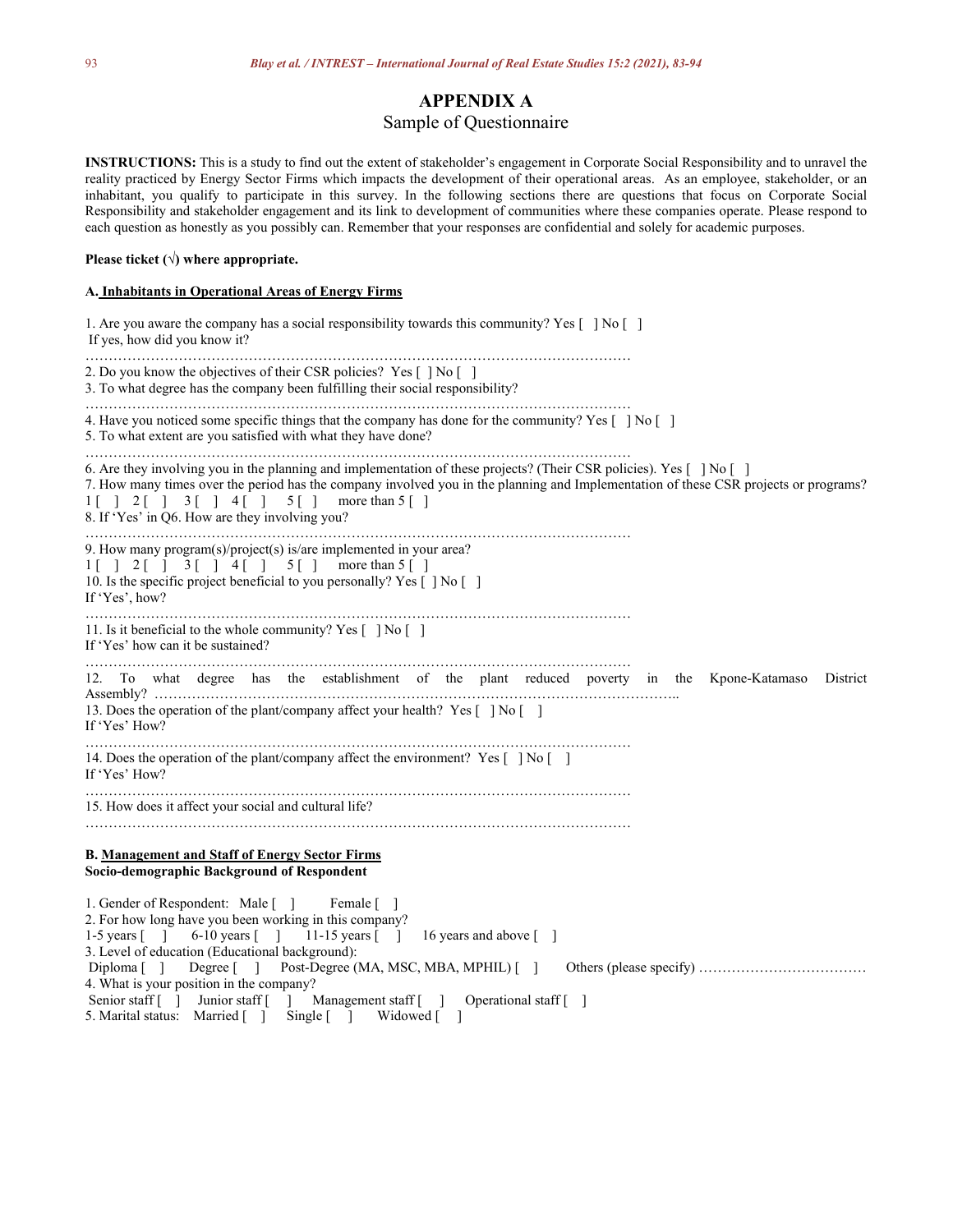# APPENDIX A

## Sample of Questionnaire

**INSTRUCTIONS:** This is a study to find out the extent of stakeholder's engagement in Corporate Social Responsibility and to unravel the reality practiced by Energy Sector Firms which impacts the development of their operational areas. As an employee, stakeholder, or an inhabitant, you qualify to participate in this survey. In the following sections there are questions that focus on Corporate Social Responsibility and stakeholder engagement and its link to development of communities where these companies operate. Please respond to each question as honestly as you possibly can. Remember that your responses are confidential and solely for academic purposes.

**Please ticket (√) where appropriate.**

**A. Inhabitants in Operational Areas of Energy Firms**

1. Are you aware the company has a social responsibility towards this community? Yes [ ] No [ ]
 If yes, how did you know it?
…………………………………………………………………………………………………………
2. Do you know the objectives of their CSR policies? Yes [ ] No [ ]
3. To what degree has the company been fulfilling their social responsibility?
…………………………………………………………………………………………………………
4. Have you noticed some specific things that the company has done for the community? Yes [ ] No [ ]
5. To what extent are you satisfied with what they have done?
…………………………………………………………………………………………………………
6. Are they involving you in the planning and implementation of these projects? (Their CSR policies). Yes [ ] No [ ]
7. How many times over the period has the company involved you in the planning and Implementation of these CSR projects or programs?
1 [ ] 2 [ ] 3 [ ] 4 [ ] 5 [ ] more than 5 [ ]
8. If 'Yes' in Q6. How are they involving you?
…………………………………………………………………………………………………………
9. How many program(s)/project(s) is/are implemented in your area?
1 [ ] 2 [ ] 3 [ ] 4 [ ] 5 [ ] more than 5 [ ]
10. Is the specific project beneficial to you personally? Yes [ ] No [ ]
If 'Yes', how?
…………………………………………………………………………………………………………
11. Is it beneficial to the whole community? Yes [ ] No [ ]
If 'Yes' how can it be sustained?
…………………………………………………………………………………………………………
12. To what degree has the establishment of the plant reduced poverty in the Kpone-Katamaso District Assembly? …………………………………………………………………………………………………..
13. Does the operation of the plant/company affect your health? Yes [ ] No [ ]
If 'Yes' How?
…………………………………………………………………………………………………………
14. Does the operation of the plant/company affect the environment? Yes [ ] No [ ]
If 'Yes' How?
…………………………………………………………………………………………………………
15. How does it affect your social and cultural life?
…………………………………………………………………………………………………………

**B. Management and Staff of Energy Sector Firms**
**Socio-demographic Background of Respondent**

1. Gender of Respondent: Male [ ] Female [ ]
2. For how long have you been working in this company?
1-5 years [ ] 6-10 years [ ] 11-15 years [ ] 16 years and above [ ]
3. Level of education (Educational background):
Diploma [ ] Degree [ ] Post-Degree (MA, MSC, MBA, MPHIL) [ ] Others (please specify) ………………………………
4. What is your position in the company?
Senior staff [ ] Junior staff [ ] Management staff [ ] Operational staff [ ]
5. Marital status: Married [ ] Single [ ] Widowed [ ]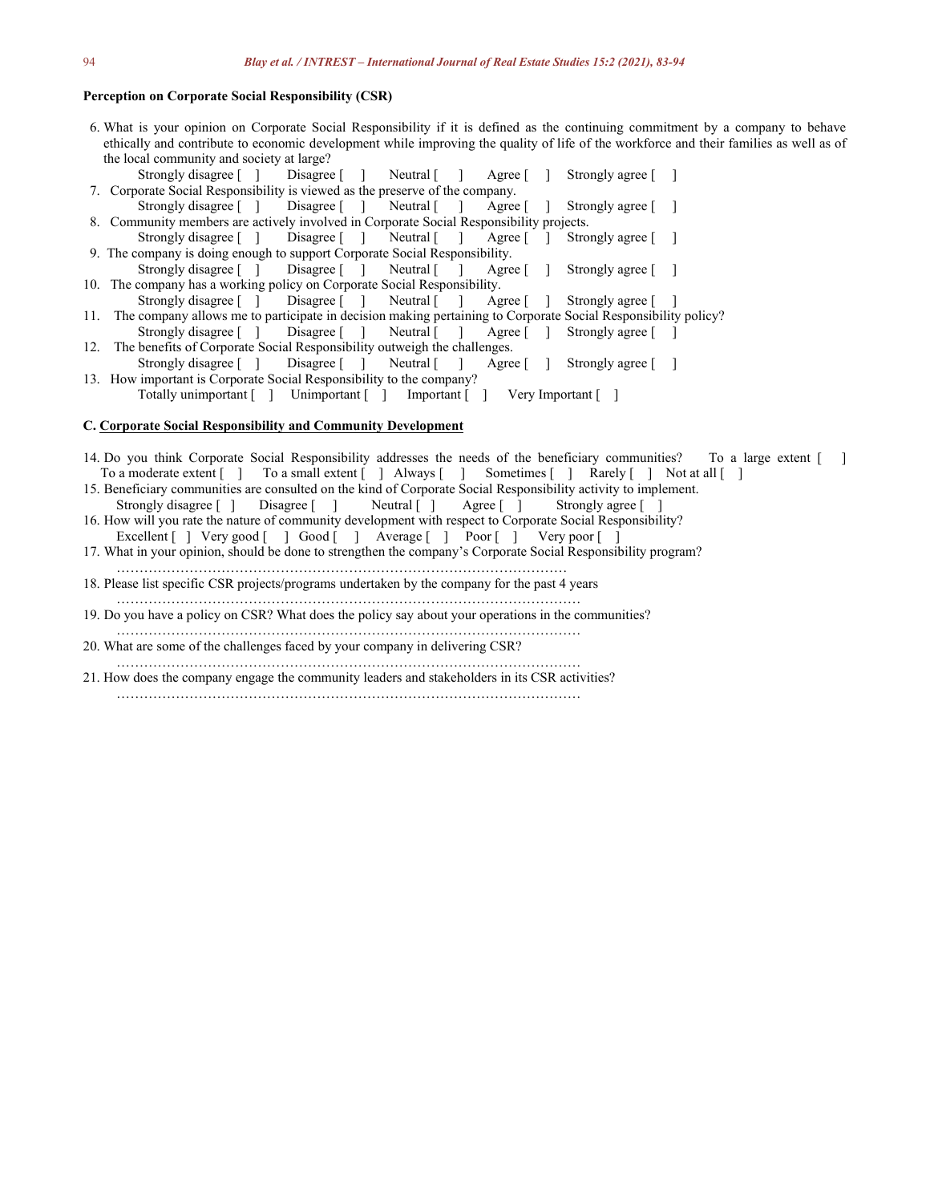**Perception on Corporate Social Responsibility (CSR)**

6. What is your opinion on Corporate Social Responsibility if it is defined as the continuing commitment by a company to behave ethically and contribute to economic development while improving the quality of life of the workforce and their families as well as of the local community and society at large?
   Strongly disagree [ ] Disagree [ ] Neutral [ ] Agree [ ] Strongly agree [ ]
7. Corporate Social Responsibility is viewed as the preserve of the company.
   Strongly disagree [ ] Disagree [ ] Neutral [ ] Agree [ ] Strongly agree [ ]
8. Community members are actively involved in Corporate Social Responsibility projects.
   Strongly disagree [ ] Disagree [ ] Neutral [ ] Agree [ ] Strongly agree [ ]
9. The company is doing enough to support Corporate Social Responsibility.
   Strongly disagree [ ] Disagree [ ] Neutral [ ] Agree [ ] Strongly agree [ ]
10. The company has a working policy on Corporate Social Responsibility.
    Strongly disagree [ ] Disagree [ ] Neutral [ ] Agree [ ] Strongly agree [ ]
11. The company allows me to participate in decision making pertaining to Corporate Social Responsibility policy?
    Strongly disagree [ ] Disagree [ ] Neutral [ ] Agree [ ] Strongly agree [ ]
12. The benefits of Corporate Social Responsibility outweigh the challenges.
    Strongly disagree [ ] Disagree [ ] Neutral [ ] Agree [ ] Strongly agree [ ]
13. How important is Corporate Social Responsibility to the company?
    Totally unimportant [ ] Unimportant [ ] Important [ ] Very Important [ ]

**C. Corporate Social Responsibility and Community Development**

14. Do you think Corporate Social Responsibility addresses the needs of the beneficiary communities? To a large extent [ ] To a moderate extent [ ] To a small extent [ ] Always [ ] Sometimes [ ] Rarely [ ] Not at all [ ]
15. Beneficiary communities are consulted on the kind of Corporate Social Responsibility activity to implement.
    Strongly disagree [ ] Disagree [ ] Neutral [ ] Agree [ ] Strongly agree [ ]
16. How will you rate the nature of community development with respect to Corporate Social Responsibility?
    Excellent [ ] Very good [ ] Good [ ] Average [ ] Poor [ ] Very poor [ ]
17. What in your opinion, should be done to strengthen the company's Corporate Social Responsibility program?
    …………………………………………………………………………………………
18. Please list specific CSR projects/programs undertaken by the company for the past 4 years
    …………………………………………………………………………………………
19. Do you have a policy on CSR? What does the policy say about your operations in the communities?
    …………………………………………………………………………………………
20. What are some of the challenges faced by your company in delivering CSR?
    …………………………………………………………………………………………
21. How does the company engage the community leaders and stakeholders in its CSR activities?
    …………………………………………………………………………………………